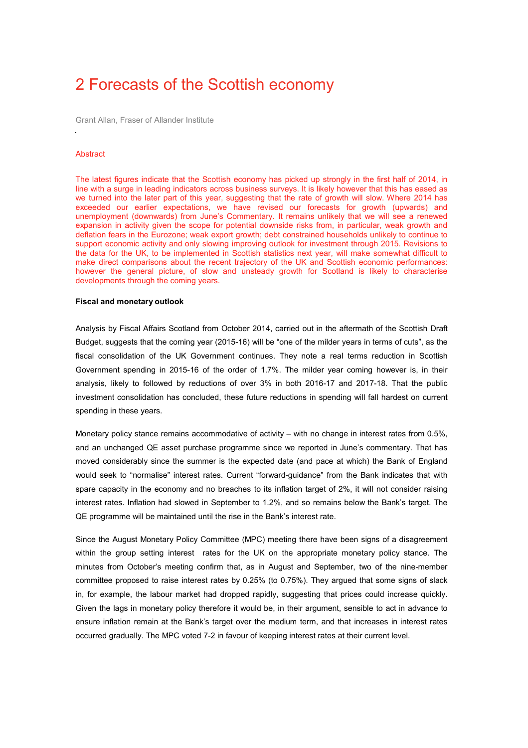# 2 Forecasts of the Scottish economy

Grant Allan, Fraser of Allander Institute

## Abstract

The latest figures indicate that the Scottish economy has picked up strongly in the first half of 2014, in line with a surge in leading indicators across business surveys. It is likely however that this has eased as we turned into the later part of this year, suggesting that the rate of growth will slow. Where 2014 has exceeded our earlier expectations, we have revised our forecasts for growth (upwards) and unemployment (downwards) from June's Commentary. It remains unlikely that we will see a renewed expansion in activity given the scope for potential downside risks from, in particular, weak growth and deflation fears in the Eurozone; weak export growth; debt constrained households unlikely to continue to support economic activity and only slowing improving outlook for investment through 2015. Revisions to the data for the UK, to be implemented in Scottish statistics next year, will make somewhat difficult to make direct comparisons about the recent trajectory of the UK and Scottish economic performances: however the general picture, of slow and unsteady growth for Scotland is likely to characterise developments through the coming years.

**Fiscal and monetary outlook**

Analysis by Fiscal Affairs Scotland from October 2014, carried out in the aftermath of the Scottish Draft Budget, suggests that the coming year (2015-16) will be "one of the milder years in terms of cuts", as the fiscal consolidation of the UK Government continues. They note a real terms reduction in Scottish Government spending in 2015-16 of the order of 1.7%. The milder year coming however is, in their analysis, likely to followed by reductions of over 3% in both 2016-17 and 2017-18. That the public investment consolidation has concluded, these future reductions in spending will fall hardest on current spending in these years.

Monetary policy stance remains accommodative of activity – with no change in interest rates from 0.5%, and an unchanged QE asset purchase programme since we reported in June's commentary. That has moved considerably since the summer is the expected date (and pace at which) the Bank of England would seek to "normalise" interest rates. Current "forward-guidance" from the Bank indicates that with spare capacity in the economy and no breaches to its inflation target of 2%, it will not consider raising interest rates. Inflation had slowed in September to 1.2%, and so remains below the Bank's target. The QE programme will be maintained until the rise in the Bank's interest rate.

Since the August Monetary Policy Committee (MPC) meeting there have been signs of a disagreement within the group setting interest rates for the UK on the appropriate monetary policy stance. The minutes from October's meeting confirm that, as in August and September, two of the nine-member committee proposed to raise interest rates by 0.25% (to 0.75%). They argued that some signs of slack in, for example, the labour market had dropped rapidly, suggesting that prices could increase quickly. Given the lags in monetary policy therefore it would be, in their argument, sensible to act in advance to ensure inflation remain at the Bank's target over the medium term, and that increases in interest rates occurred gradually. The MPC voted 7-2 in favour of keeping interest rates at their current level.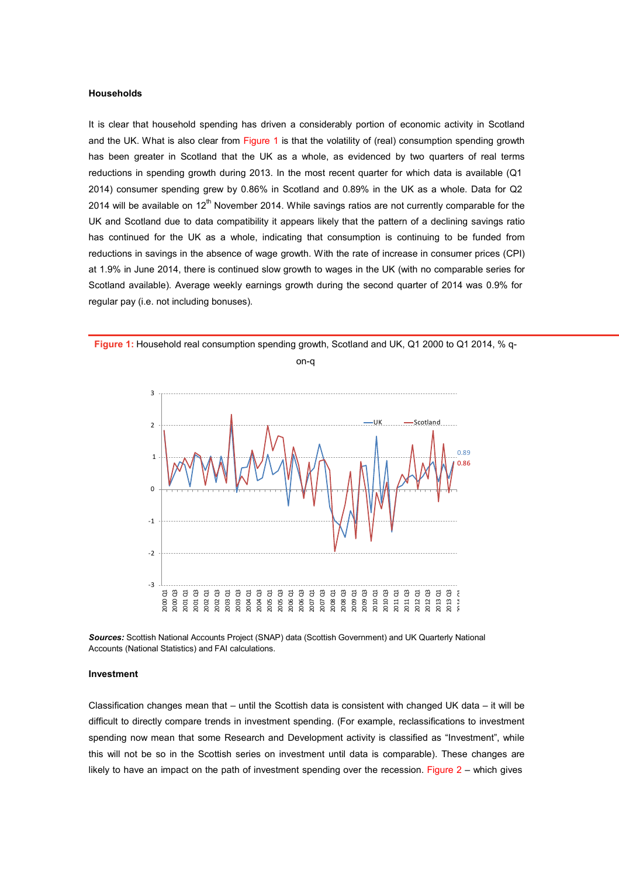**Households**

It is clear that household spending has driven a considerably portion of economic activity in Scotland and the UK. What is also clear from Figure 1 is that the volatility of (real) consumption spending growth has been greater in Scotland that the UK as a whole, as evidenced by two quarters of real terms reductions in spending growth during 2013. In the most recent quarter for which data is available (Q1 2014) consumer spending grew by 0.86% in Scotland and 0.89% in the UK as a whole. Data for Q2 2014 will be available on 12th November 2014. While savings ratios are not currently comparable for the UK and Scotland due to data compatibility it appears likely that the pattern of a declining savings ratio has continued for the UK as a whole, indicating that consumption is continuing to be funded from reductions in savings in the absence of wage growth. With the rate of increase in consumer prices (CPI) at 1.9% in June 2014, there is continued slow growth to wages in the UK (with no comparable series for Scotland available). Average weekly earnings growth during the second quarter of 2014 was 0.9% for regular pay (i.e. not including bonuses).

**Figure 1:** Household real consumption spending growth, Scotland and UK, Q1 2000 to Q1 2014, % q-on-q

***Sources:*** Scottish National Accounts Project (SNAP) data (Scottish Government) and UK Quarterly National Accounts (National Statistics) and FAI calculations.

**Investment**

Classification changes mean that – until the Scottish data is consistent with changed UK data – it will be difficult to directly compare trends in investment spending. (For example, reclassifications to investment spending now mean that some Research and Development activity is classified as "Investment", while this will not be so in the Scottish series on investment until data is comparable). These changes are likely to have an impact on the path of investment spending over the recession. Figure 2 – which gives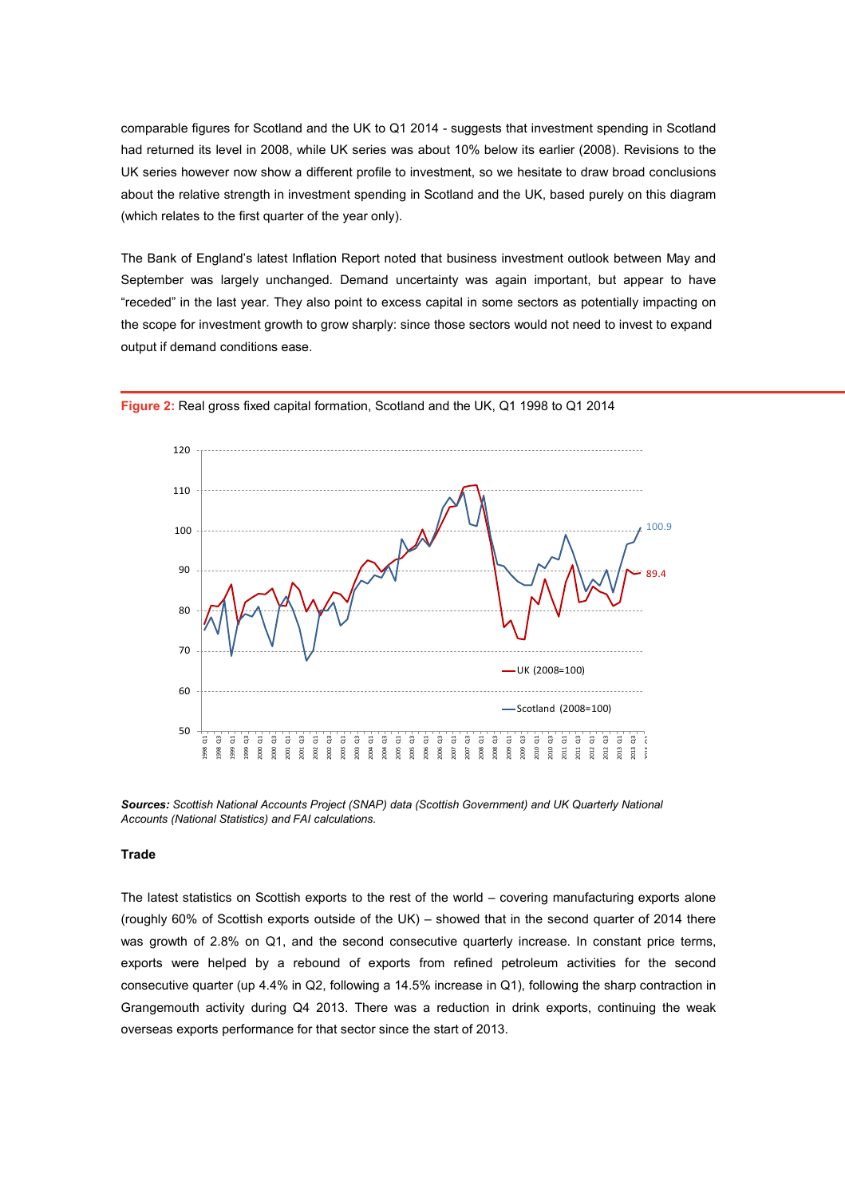comparable figures for Scotland and the UK to Q1 2014 - suggests that investment spending in Scotland had returned its level in 2008, while UK series was about 10% below its earlier (2008). Revisions to the UK series however now show a different profile to investment, so we hesitate to draw broad conclusions about the relative strength in investment spending in Scotland and the UK, based purely on this diagram (which relates to the first quarter of the year only).

The Bank of England's latest Inflation Report noted that business investment outlook between May and September was largely unchanged. Demand uncertainty was again important, but appear to have "receded" in the last year. They also point to excess capital in some sectors as potentially impacting on the scope for investment growth to grow sharply: since those sectors would not need to invest to expand output if demand conditions ease.

**Figure 2:** Real gross fixed capital formation, Scotland and the UK, Q1 1998 to Q1 2014

***Sources:*** *Scottish National Accounts Project (SNAP) data (Scottish Government) and UK Quarterly National Accounts (National Statistics) and FAI calculations.*

**Trade**

The latest statistics on Scottish exports to the rest of the world – covering manufacturing exports alone (roughly 60% of Scottish exports outside of the UK) – showed that in the second quarter of 2014 there was growth of 2.8% on Q1, and the second consecutive quarterly increase. In constant price terms, exports were helped by a rebound of exports from refined petroleum activities for the second consecutive quarter (up 4.4% in Q2, following a 14.5% increase in Q1), following the sharp contraction in Grangemouth activity during Q4 2013. There was a reduction in drink exports, continuing the weak overseas exports performance for that sector since the start of 2013.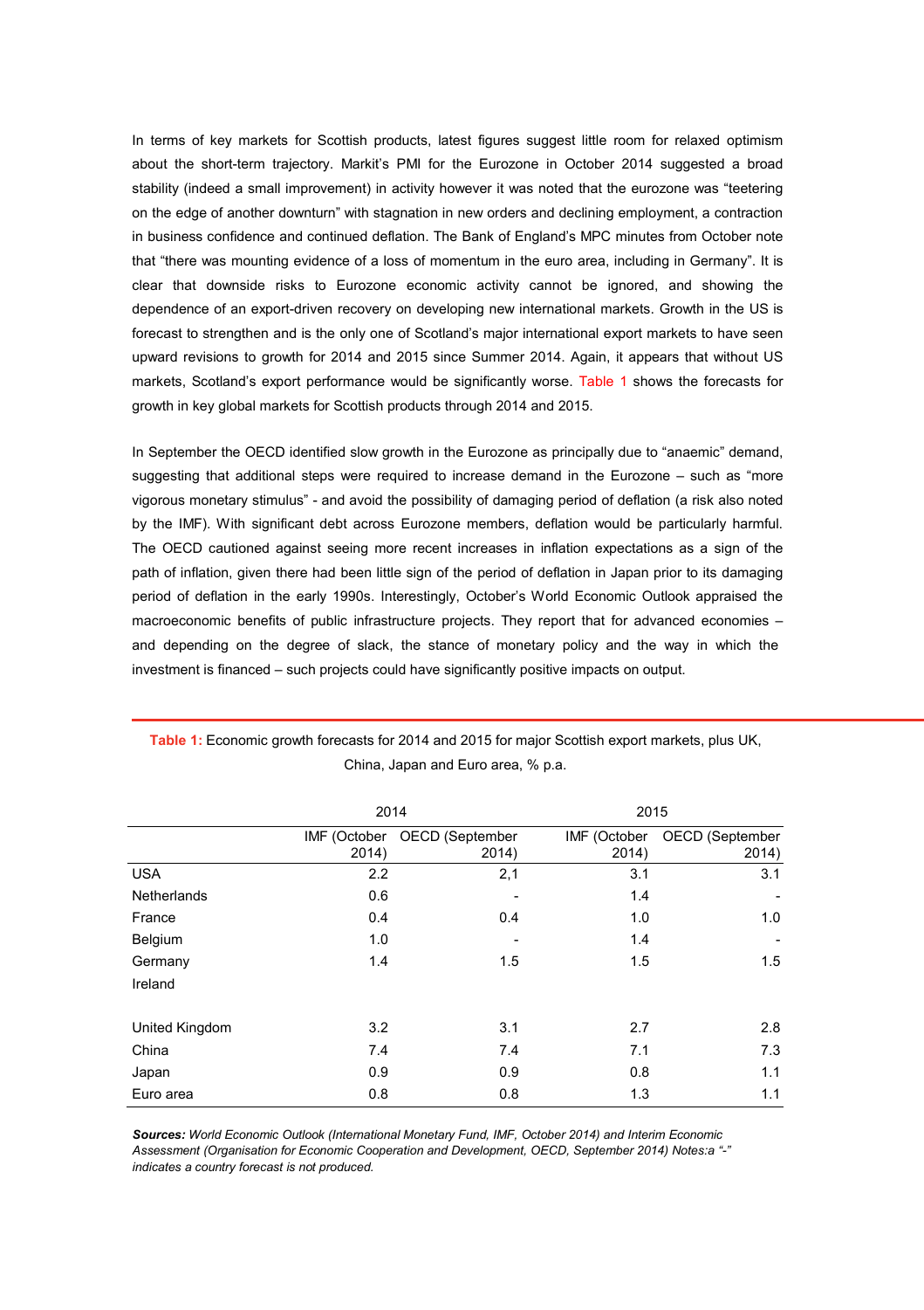In terms of key markets for Scottish products, latest figures suggest little room for relaxed optimism about the short-term trajectory. Markit's PMI for the Eurozone in October 2014 suggested a broad stability (indeed a small improvement) in activity however it was noted that the eurozone was "teetering on the edge of another downturn" with stagnation in new orders and declining employment, a contraction in business confidence and continued deflation. The Bank of England's MPC minutes from October note that "there was mounting evidence of a loss of momentum in the euro area, including in Germany". It is clear that downside risks to Eurozone economic activity cannot be ignored, and showing the dependence of an export-driven recovery on developing new international markets. Growth in the US is forecast to strengthen and is the only one of Scotland's major international export markets to have seen upward revisions to growth for 2014 and 2015 since Summer 2014. Again, it appears that without US markets, Scotland's export performance would be significantly worse. Table 1 shows the forecasts for growth in key global markets for Scottish products through 2014 and 2015.

In September the OECD identified slow growth in the Eurozone as principally due to "anaemic" demand, suggesting that additional steps were required to increase demand in the Eurozone – such as "more vigorous monetary stimulus" - and avoid the possibility of damaging period of deflation (a risk also noted by the IMF). With significant debt across Eurozone members, deflation would be particularly harmful. The OECD cautioned against seeing more recent increases in inflation expectations as a sign of the path of inflation, given there had been little sign of the period of deflation in Japan prior to its damaging period of deflation in the early 1990s. Interestingly, October's World Economic Outlook appraised the macroeconomic benefits of public infrastructure projects. They report that for advanced economies – and depending on the degree of slack, the stance of monetary policy and the way in which the investment is financed – such projects could have significantly positive impacts on output.

**Table 1:** Economic growth forecasts for 2014 and 2015 for major Scottish export markets, plus UK, China, Japan and Euro area, % p.a.

| | 2014 | | 2015 | |
|---|---|---|---|---|
| | IMF (October 2014) | OECD (September 2014) | IMF (October 2014) | OECD (September 2014) |
| USA | 2.2 | 2,1 | 3.1 | 3.1 |
| Netherlands | 0.6 | - | 1.4 | - |
| France | 0.4 | 0.4 | 1.0 | 1.0 |
| Belgium | 1.0 | - | 1.4 | - |
| Germany | 1.4 | 1.5 | 1.5 | 1.5 |
| Ireland | | | | |
| United Kingdom | 3.2 | 3.1 | 2.7 | 2.8 |
| China | 7.4 | 7.4 | 7.1 | 7.3 |
| Japan | 0.9 | 0.9 | 0.8 | 1.1 |
| Euro area | 0.8 | 0.8 | 1.3 | 1.1 |

***Sources:*** *World Economic Outlook (International Monetary Fund, IMF, October 2014) and Interim Economic Assessment (Organisation for Economic Cooperation and Development, OECD, September 2014) Notes:a "-" indicates a country forecast is not produced.*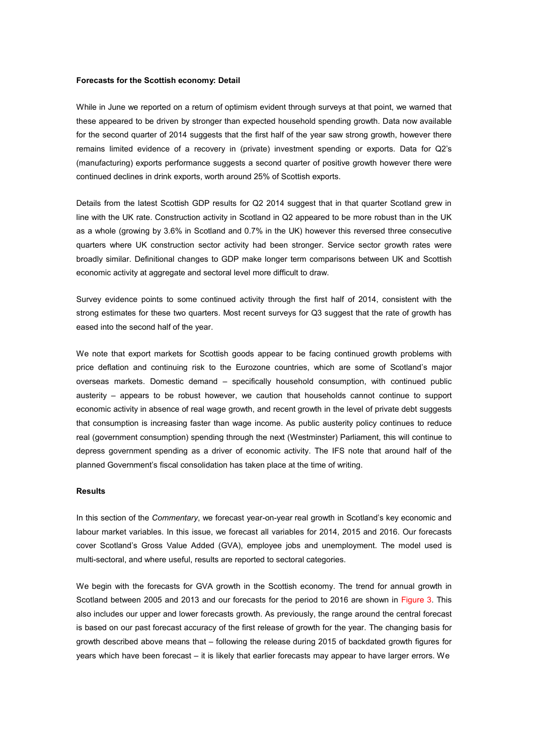**Forecasts for the Scottish economy: Detail**

While in June we reported on a return of optimism evident through surveys at that point, we warned that these appeared to be driven by stronger than expected household spending growth. Data now available for the second quarter of 2014 suggests that the first half of the year saw strong growth, however there remains limited evidence of a recovery in (private) investment spending or exports. Data for Q2's (manufacturing) exports performance suggests a second quarter of positive growth however there were continued declines in drink exports, worth around 25% of Scottish exports.

Details from the latest Scottish GDP results for Q2 2014 suggest that in that quarter Scotland grew in line with the UK rate. Construction activity in Scotland in Q2 appeared to be more robust than in the UK as a whole (growing by 3.6% in Scotland and 0.7% in the UK) however this reversed three consecutive quarters where UK construction sector activity had been stronger. Service sector growth rates were broadly similar. Definitional changes to GDP make longer term comparisons between UK and Scottish economic activity at aggregate and sectoral level more difficult to draw.

Survey evidence points to some continued activity through the first half of 2014, consistent with the strong estimates for these two quarters. Most recent surveys for Q3 suggest that the rate of growth has eased into the second half of the year.

We note that export markets for Scottish goods appear to be facing continued growth problems with price deflation and continuing risk to the Eurozone countries, which are some of Scotland's major overseas markets. Domestic demand – specifically household consumption, with continued public austerity – appears to be robust however, we caution that households cannot continue to support economic activity in absence of real wage growth, and recent growth in the level of private debt suggests that consumption is increasing faster than wage income. As public austerity policy continues to reduce real (government consumption) spending through the next (Westminster) Parliament, this will continue to depress government spending as a driver of economic activity. The IFS note that around half of the planned Government's fiscal consolidation has taken place at the time of writing.

**Results**

In this section of the *Commentary*, we forecast year-on-year real growth in Scotland's key economic and labour market variables. In this issue, we forecast all variables for 2014, 2015 and 2016. Our forecasts cover Scotland's Gross Value Added (GVA), employee jobs and unemployment. The model used is multi-sectoral, and where useful, results are reported to sectoral categories.

We begin with the forecasts for GVA growth in the Scottish economy. The trend for annual growth in Scotland between 2005 and 2013 and our forecasts for the period to 2016 are shown in Figure 3. This also includes our upper and lower forecasts growth. As previously, the range around the central forecast is based on our past forecast accuracy of the first release of growth for the year. The changing basis for growth described above means that – following the release during 2015 of backdated growth figures for years which have been forecast – it is likely that earlier forecasts may appear to have larger errors. We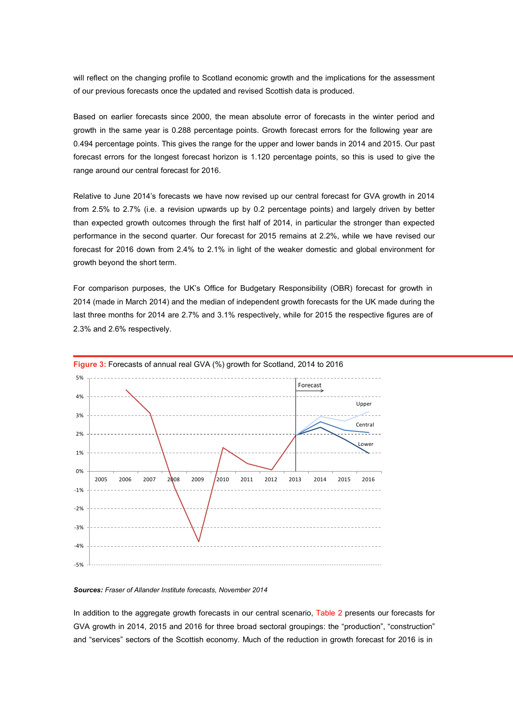will reflect on the changing profile to Scotland economic growth and the implications for the assessment of our previous forecasts once the updated and revised Scottish data is produced.

Based on earlier forecasts since 2000, the mean absolute error of forecasts in the winter period and growth in the same year is 0.288 percentage points. Growth forecast errors for the following year are 0.494 percentage points. This gives the range for the upper and lower bands in 2014 and 2015. Our past forecast errors for the longest forecast horizon is 1.120 percentage points, so this is used to give the range around our central forecast for 2016.

Relative to June 2014's forecasts we have now revised up our central forecast for GVA growth in 2014 from 2.5% to 2.7% (i.e. a revision upwards up by 0.2 percentage points) and largely driven by better than expected growth outcomes through the first half of 2014, in particular the stronger than expected performance in the second quarter. Our forecast for 2015 remains at 2.2%, while we have revised our forecast for 2016 down from 2.4% to 2.1% in light of the weaker domestic and global environment for growth beyond the short term.

For comparison purposes, the UK's Office for Budgetary Responsibility (OBR) forecast for growth in 2014 (made in March 2014) and the median of independent growth forecasts for the UK made during the last three months for 2014 are 2.7% and 3.1% respectively, while for 2015 the respective figures are of 2.3% and 2.6% respectively.

**Figure 3:** Forecasts of annual real GVA (%) growth for Scotland, 2014 to 2016

***Sources:*** *Fraser of Allander Institute forecasts, November 2014*

In addition to the aggregate growth forecasts in our central scenario, Table 2 presents our forecasts for GVA growth in 2014, 2015 and 2016 for three broad sectoral groupings: the "production", "construction" and "services" sectors of the Scottish economy. Much of the reduction in growth forecast for 2016 is in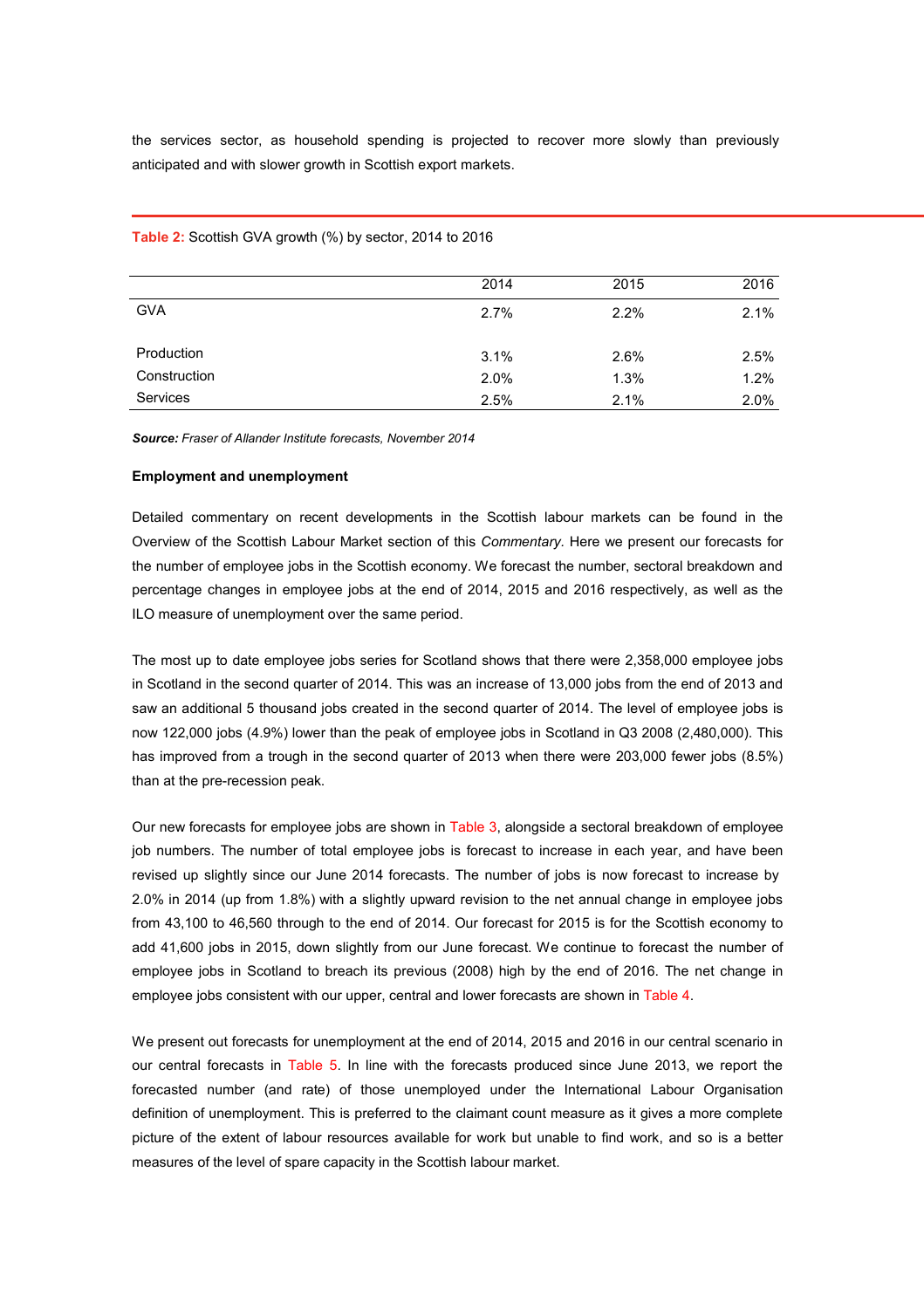the services sector, as household spending is projected to recover more slowly than previously anticipated and with slower growth in Scottish export markets.

**Table 2:** Scottish GVA growth (%) by sector, 2014 to 2016

| | 2014 | 2015 | 2016 |
|---|---|---|---|
| GVA | 2.7% | 2.2% | 2.1% |
| Production | 3.1% | 2.6% | 2.5% |
| Construction | 2.0% | 1.3% | 1.2% |
| Services | 2.5% | 2.1% | 2.0% |

***Source:*** *Fraser of Allander Institute forecasts, November 2014*

**Employment and unemployment**

Detailed commentary on recent developments in the Scottish labour markets can be found in the Overview of the Scottish Labour Market section of this *Commentary.* Here we present our forecasts for the number of employee jobs in the Scottish economy. We forecast the number, sectoral breakdown and percentage changes in employee jobs at the end of 2014, 2015 and 2016 respectively, as well as the ILO measure of unemployment over the same period.

The most up to date employee jobs series for Scotland shows that there were 2,358,000 employee jobs in Scotland in the second quarter of 2014. This was an increase of 13,000 jobs from the end of 2013 and saw an additional 5 thousand jobs created in the second quarter of 2014. The level of employee jobs is now 122,000 jobs (4.9%) lower than the peak of employee jobs in Scotland in Q3 2008 (2,480,000). This has improved from a trough in the second quarter of 2013 when there were 203,000 fewer jobs (8.5%) than at the pre-recession peak.

Our new forecasts for employee jobs are shown in Table 3, alongside a sectoral breakdown of employee job numbers. The number of total employee jobs is forecast to increase in each year, and have been revised up slightly since our June 2014 forecasts. The number of jobs is now forecast to increase by 2.0% in 2014 (up from 1.8%) with a slightly upward revision to the net annual change in employee jobs from 43,100 to 46,560 through to the end of 2014. Our forecast for 2015 is for the Scottish economy to add 41,600 jobs in 2015, down slightly from our June forecast. We continue to forecast the number of employee jobs in Scotland to breach its previous (2008) high by the end of 2016. The net change in employee jobs consistent with our upper, central and lower forecasts are shown in Table 4.

We present out forecasts for unemployment at the end of 2014, 2015 and 2016 in our central scenario in our central forecasts in Table 5. In line with the forecasts produced since June 2013, we report the forecasted number (and rate) of those unemployed under the International Labour Organisation definition of unemployment. This is preferred to the claimant count measure as it gives a more complete picture of the extent of labour resources available for work but unable to find work, and so is a better measures of the level of spare capacity in the Scottish labour market.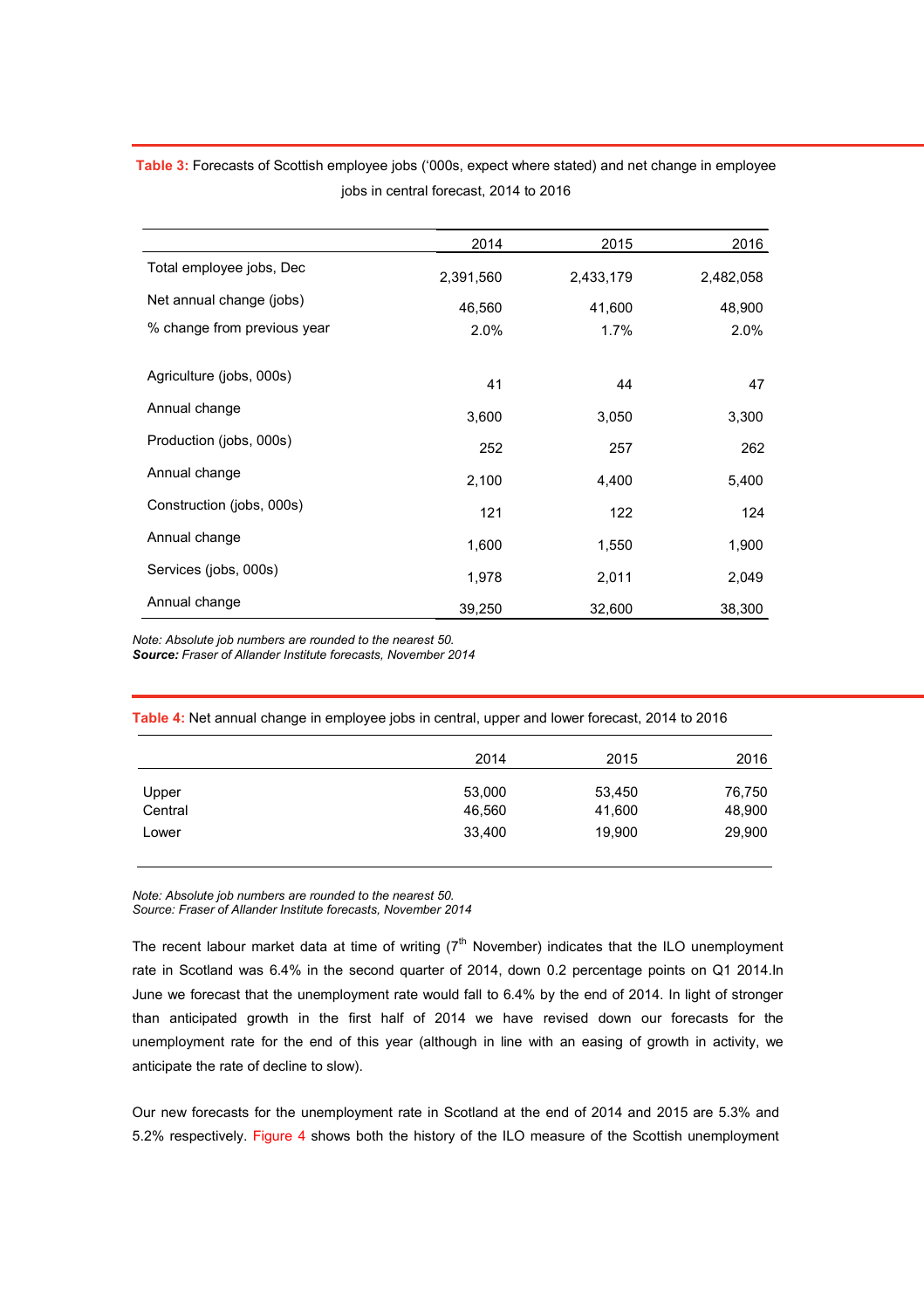**Table 3:** Forecasts of Scottish employee jobs ('000s, expect where stated) and net change in employee jobs in central forecast, 2014 to 2016

| | 2014 | 2015 | 2016 |
|---|---|---|---|
| Total employee jobs, Dec | 2,391,560 | 2,433,179 | 2,482,058 |
| Net annual change (jobs) | 46,560 | 41,600 | 48,900 |
| % change from previous year | 2.0% | 1.7% | 2.0% |
| | | | |
| Agriculture (jobs, 000s) | 41 | 44 | 47 |
| Annual change | 3,600 | 3,050 | 3,300 |
| Production (jobs, 000s) | 252 | 257 | 262 |
| Annual change | 2,100 | 4,400 | 5,400 |
| Construction (jobs, 000s) | 121 | 122 | 124 |
| Annual change | 1,600 | 1,550 | 1,900 |
| Services (jobs, 000s) | 1,978 | 2,011 | 2,049 |
| Annual change | 39,250 | 32,600 | 38,300 |

*Note: Absolute job numbers are rounded to the nearest 50.*
***Source:** Fraser of Allander Institute forecasts, November 2014*

**Table 4:** Net annual change in employee jobs in central, upper and lower forecast, 2014 to 2016

| | 2014 | 2015 | 2016 |
|---|---|---|---|
| Upper | 53,000 | 53,450 | 76,750 |
| Central | 46,560 | 41,600 | 48,900 |
| Lower | 33,400 | 19,900 | 29,900 |

*Note: Absolute job numbers are rounded to the nearest 50.*
*Source: Fraser of Allander Institute forecasts, November 2014*

The recent labour market data at time of writing (7th November) indicates that the ILO unemployment rate in Scotland was 6.4% in the second quarter of 2014, down 0.2 percentage points on Q1 2014.In June we forecast that the unemployment rate would fall to 6.4% by the end of 2014. In light of stronger than anticipated growth in the first half of 2014 we have revised down our forecasts for the unemployment rate for the end of this year (although in line with an easing of growth in activity, we anticipate the rate of decline to slow).

Our new forecasts for the unemployment rate in Scotland at the end of 2014 and 2015 are 5.3% and 5.2% respectively. Figure 4 shows both the history of the ILO measure of the Scottish unemployment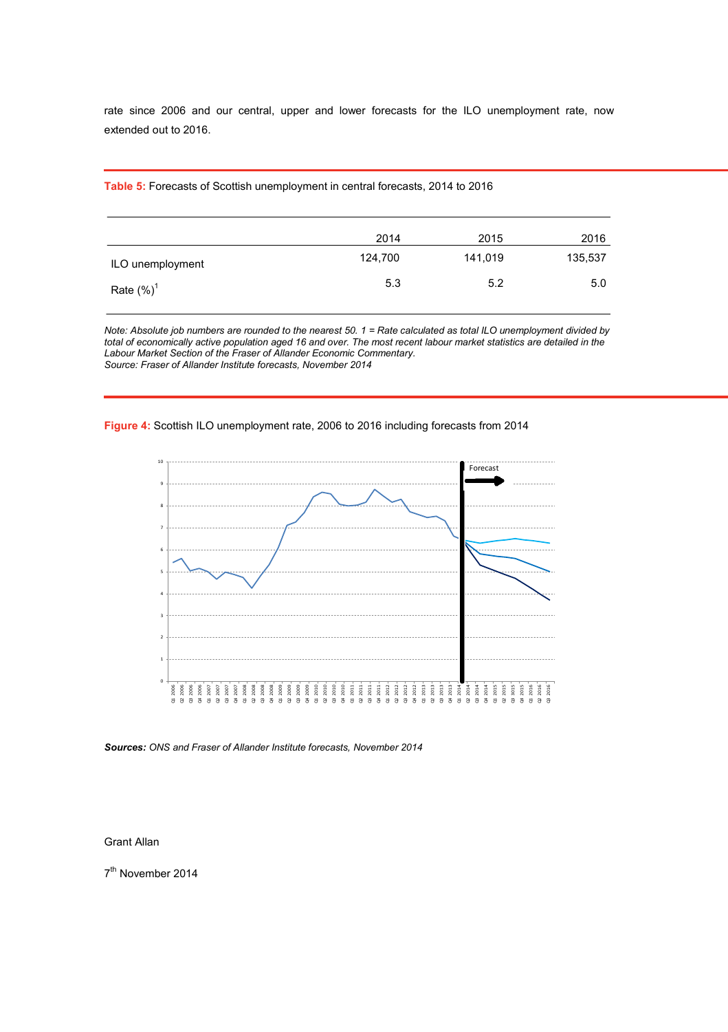rate since 2006 and our central, upper and lower forecasts for the ILO unemployment rate, now extended out to 2016.

**Table 5:** Forecasts of Scottish unemployment in central forecasts, 2014 to 2016

| | 2014 | 2015 | 2016 |
|---|---|---|---|
| ILO unemployment | 124,700 | 141,019 | 135,537 |
| Rate (%)[1] | 5.3 | 5.2 | 5.0 |

*Note: Absolute job numbers are rounded to the nearest 50. 1 = Rate calculated as total ILO unemployment divided by total of economically active population aged 16 and over. The most recent labour market statistics are detailed in the Labour Market Section of the Fraser of Allander Economic Commentary.*
*Source: Fraser of Allander Institute forecasts, November 2014*

**Figure 4:** Scottish ILO unemployment rate, 2006 to 2016 including forecasts from 2014

Forecast

10
9
8
7
6
5
4
3
2
1
0

Q1 2006, Q2 2006, Q3 2006, Q4 2006, Q1 2007, Q2 2007, Q3 2007, Q4 2007, Q1 2008, Q2 2008, Q3 2008, Q4 2008, Q1 2009, Q2 2009, Q3 2009, Q4 2009, Q1 2010, Q2 2010, Q3 2010, Q4 2010, Q1 2011, Q2 2011, Q3 2011, Q4 2011, Q1 2012, Q2 2012, Q3 2012, Q4 2012, Q1 2013, Q2 2013, Q3 2013, Q4 2013, Q1 2014, Q2 2014, Q3 2014, Q4 2014, Q1 2015, Q2 2015, Q3 3015, Q4 2015, Q1 2016, Q2 2016, Q3 2016

***Sources:*** *ONS and Fraser of Allander Institute forecasts, November 2014*

Grant Allan

7th November 2014